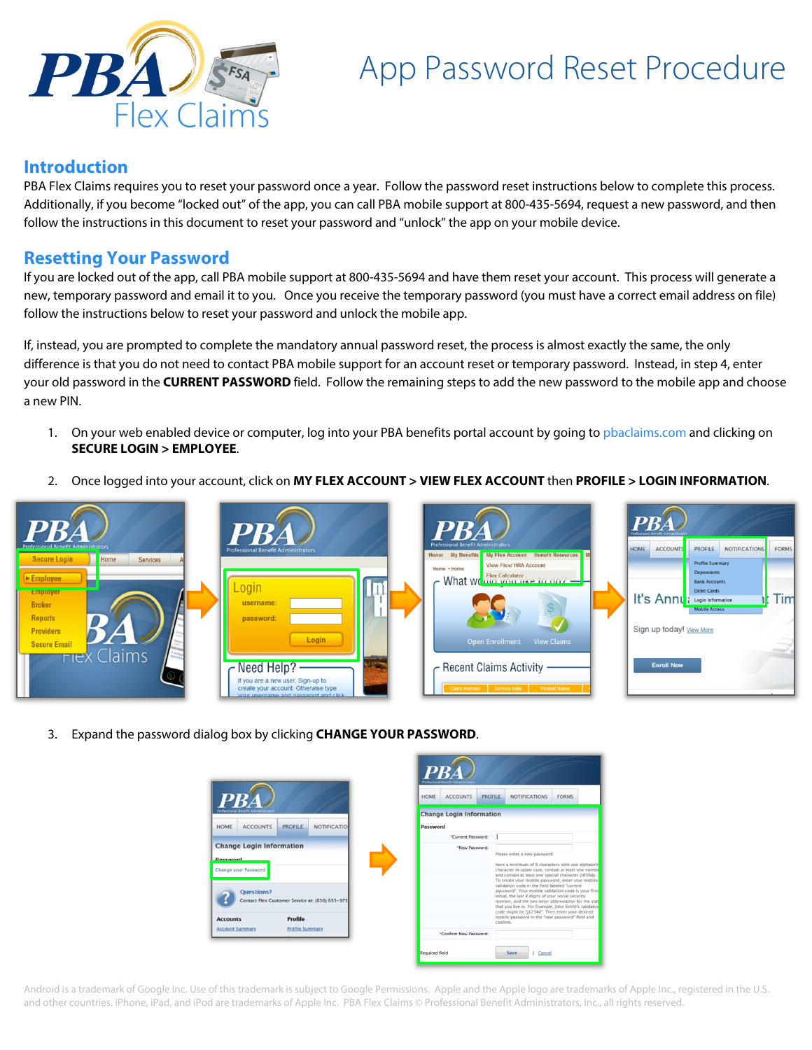# App Password Reset Procedure

## Introduction

PBA Flex Claims requires you to reset your password once a year. Follow the password reset instructions below to complete this process. Additionally, if you become "locked out" of the app, you can call PBA mobile support at 800-435-5694, request a new password, and then follow the instructions in this document to reset your password and "unlock" the app on your mobile device.

## Resetting Your Password

If you are locked out of the app, call PBA mobile support at 800-435-5694 and have them reset your account. This process will generate a new, temporary password and email it to you. Once you receive the temporary password (you must have a correct email address on file) follow the instructions below to reset your password and unlock the mobile app.

If, instead, you are prompted to complete the mandatory annual password reset, the process is almost exactly the same, the only difference is that you do not need to contact PBA mobile support for an account reset or temporary password. Instead, in step 4, enter your old password in the **CURRENT PASSWORD** field. Follow the remaining steps to add the new password to the mobile app and choose a new PIN.

1. On your web enabled device or computer, log into your PBA benefits portal account by going to pbaclaims.com and clicking on **SECURE LOGIN > EMPLOYEE**.

2. Once logged into your account, click on **MY FLEX ACCOUNT > VIEW FLEX ACCOUNT** then **PROFILE > LOGIN INFORMATION**.

3. Expand the password dialog box by clicking **CHANGE YOUR PASSWORD**.

Android is a trademark of Google Inc. Use of this trademark is subject to Google Permissions. Apple and the Apple logo are trademarks of Apple Inc., registered in the U.S. and other countries. iPhone, iPad, and iPod are trademarks of Apple Inc. PBA Flex Claims © Professional Benefit Administrators, Inc., all rights reserved.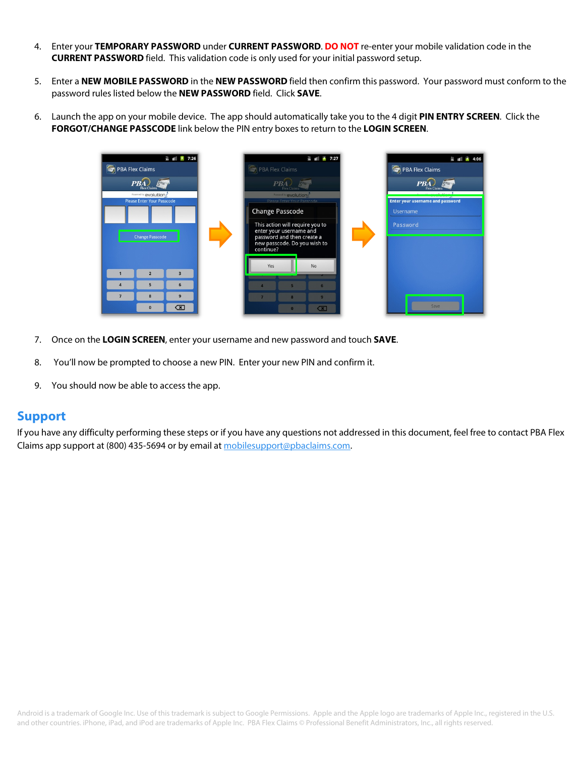4. Enter your **TEMPORARY PASSWORD** under **CURRENT PASSWORD**. **DO NOT** re-enter your mobile validation code in the **CURRENT PASSWORD** field. This validation code is only used for your initial password setup.

5. Enter a **NEW MOBILE PASSWORD** in the **NEW PASSWORD** field then confirm this password. Your password must conform to the password rules listed below the **NEW PASSWORD** field. Click **SAVE**.

6. Launch the app on your mobile device. The app should automatically take you to the 4 digit **PIN ENTRY SCREEN**. Click the **FORGOT/CHANGE PASSCODE** link below the PIN entry boxes to return to the **LOGIN SCREEN**.

7. Once on the **LOGIN SCREEN**, enter your username and new password and touch **SAVE**.

8. You'll now be prompted to choose a new PIN. Enter your new PIN and confirm it.

9. You should now be able to access the app.

## Support

If you have any difficulty performing these steps or if you have any questions not addressed in this document, feel free to contact PBA Flex Claims app support at (800) 435-5694 or by email at mobilesupport@pbaclaims.com.

Android is a trademark of Google Inc. Use of this trademark is subject to Google Permissions. Apple and the Apple logo are trademarks of Apple Inc., registered in the U.S. and other countries. iPhone, iPad, and iPod are trademarks of Apple Inc. PBA Flex Claims © Professional Benefit Administrators, Inc., all rights reserved.